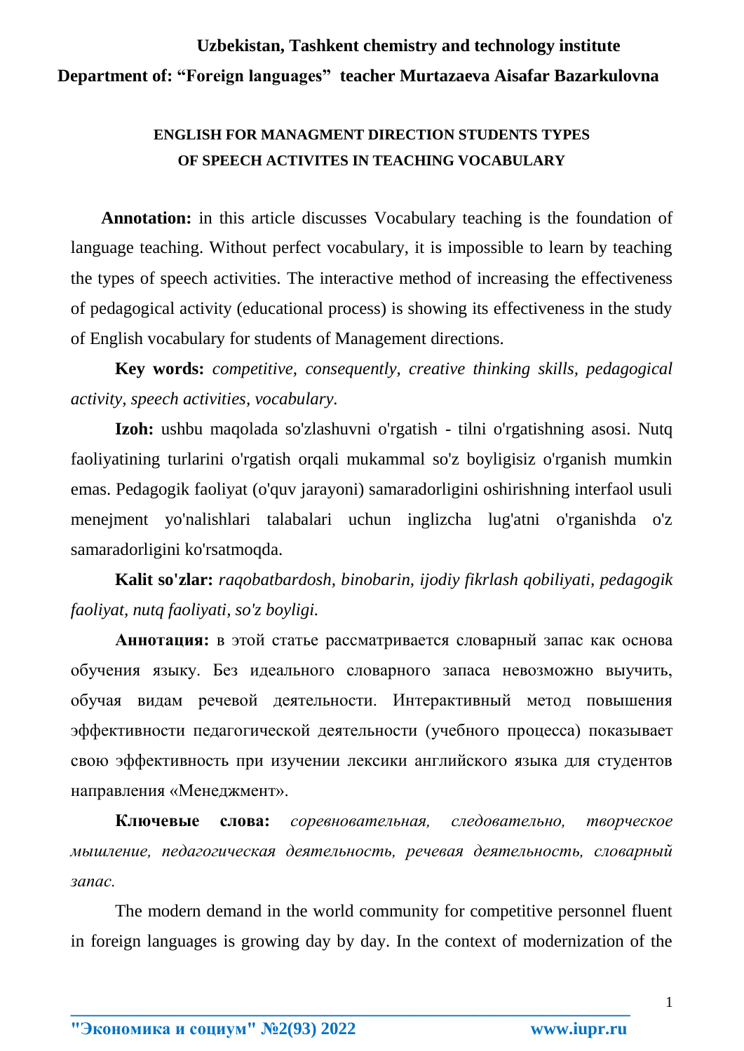**Uzbekistan, Tashkent chemistry and technology institute**

**Department of: “Foreign languages” teacher Murtazaeva Aisafar Bazarkulovna**

## ENGLISH FOR MANAGMENT DIRECTION STUDENTS TYPES OF SPEECH ACTIVITES IN TEACHING VOCABULARY

**Annotation:** in this article discusses Vocabulary teaching is the foundation of language teaching. Without perfect vocabulary, it is impossible to learn by teaching the types of speech activities. The interactive method of increasing the effectiveness of pedagogical activity (educational process) is showing its effectiveness in the study of English vocabulary for students of Management directions.

**Key words:** *competitive, consequently, creative thinking skills, pedagogical activity, speech activities, vocabulary.*

**Izoh:** ushbu maqolada so'zlashuvni o'rgatish - tilni o'rgatishning asosi. Nutq faoliyatining turlarini o'rgatish orqali mukammal so'z boyligisiz o'rganish mumkin emas. Pedagogik faoliyat (o'quv jarayoni) samaradorligini oshirishning interfaol usuli menejment yo'nalishlari talabalari uchun inglizcha lug'atni o'rganishda o'z samaradorligini ko'rsatmoqda.

**Kalit so'zlar:** *raqobatbardosh, binobarin, ijodiy fikrlash qobiliyati, pedagogik faoliyat, nutq faoliyati, so'z boyligi.*

**Аннотация:** в этой статье рассматривается словарный запас как основа обучения языку. Без идеального словарного запаса невозможно выучить, обучая видам речевой деятельности. Интерактивный метод повышения эффективности педагогической деятельности (учебного процесса) показывает свою эффективность при изучении лексики английского языка для студентов направления «Менеджмент».

**Ключевые слова:** *соревновательная, следовательно, творческое мышление, педагогическая деятельность, речевая деятельность, словарный запас.*

The modern demand in the world community for competitive personnel fluent in foreign languages is growing day by day. In the context of modernization of the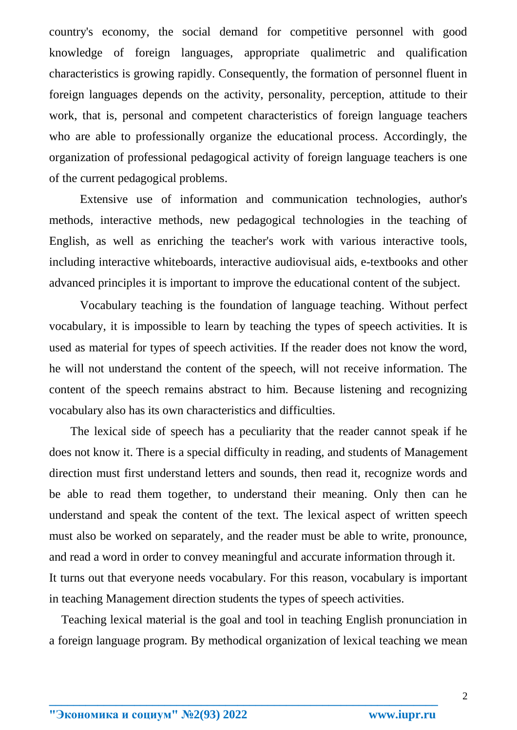country's economy, the social demand for competitive personnel with good knowledge of foreign languages, appropriate qualimetric and qualification characteristics is growing rapidly. Consequently, the formation of personnel fluent in foreign languages depends on the activity, personality, perception, attitude to their work, that is, personal and competent characteristics of foreign language teachers who are able to professionally organize the educational process. Accordingly, the organization of professional pedagogical activity of foreign language teachers is one of the current pedagogical problems.

Extensive use of information and communication technologies, author's methods, interactive methods, new pedagogical technologies in the teaching of English, as well as enriching the teacher's work with various interactive tools, including interactive whiteboards, interactive audiovisual aids, e-textbooks and other advanced principles it is important to improve the educational content of the subject.

Vocabulary teaching is the foundation of language teaching. Without perfect vocabulary, it is impossible to learn by teaching the types of speech activities. It is used as material for types of speech activities. If the reader does not know the word, he will not understand the content of the speech, will not receive information. The content of the speech remains abstract to him. Because listening and recognizing vocabulary also has its own characteristics and difficulties.

The lexical side of speech has a peculiarity that the reader cannot speak if he does not know it. There is a special difficulty in reading, and students of Management direction must first understand letters and sounds, then read it, recognize words and be able to read them together, to understand their meaning. Only then can he understand and speak the content of the text. The lexical aspect of written speech must also be worked on separately, and the reader must be able to write, pronounce, and read a word in order to convey meaningful and accurate information through it.
It turns out that everyone needs vocabulary. For this reason, vocabulary is important in teaching Management direction students the types of speech activities.

Teaching lexical material is the goal and tool in teaching English pronunciation in a foreign language program. By methodical organization of lexical teaching we mean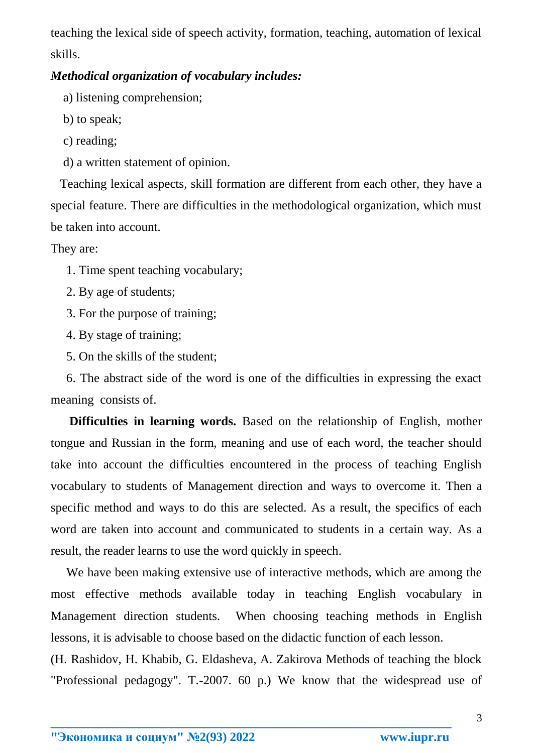teaching the lexical side of speech activity, formation, teaching, automation of lexical skills.

***Methodical organization of vocabulary includes:***

a) listening comprehension;

b) to speak;

c) reading;

d) a written statement of opinion.

Teaching lexical aspects, skill formation are different from each other, they have a special feature. There are difficulties in the methodological organization, which must be taken into account.

They are:

1. Time spent teaching vocabulary;
2. By age of students;
3. For the purpose of training;
4. By stage of training;
5. On the skills of the student;
6. The abstract side of the word is one of the difficulties in expressing the exact meaning consists of.

**Difficulties in learning words.** Based on the relationship of English, mother tongue and Russian in the form, meaning and use of each word, the teacher should take into account the difficulties encountered in the process of teaching English vocabulary to students of Management direction and ways to overcome it. Then a specific method and ways to do this are selected. As a result, the specifics of each word are taken into account and communicated to students in a certain way. As a result, the reader learns to use the word quickly in speech.

We have been making extensive use of interactive methods, which are among the most effective methods available today in teaching English vocabulary in Management direction students. When choosing teaching methods in English lessons, it is advisable to choose based on the didactic function of each lesson. (H. Rashidov, H. Khabib, G. Eldasheva, A. Zakirova Methods of teaching the block "Professional pedagogy". T.-2007. 60 p.) We know that the widespread use of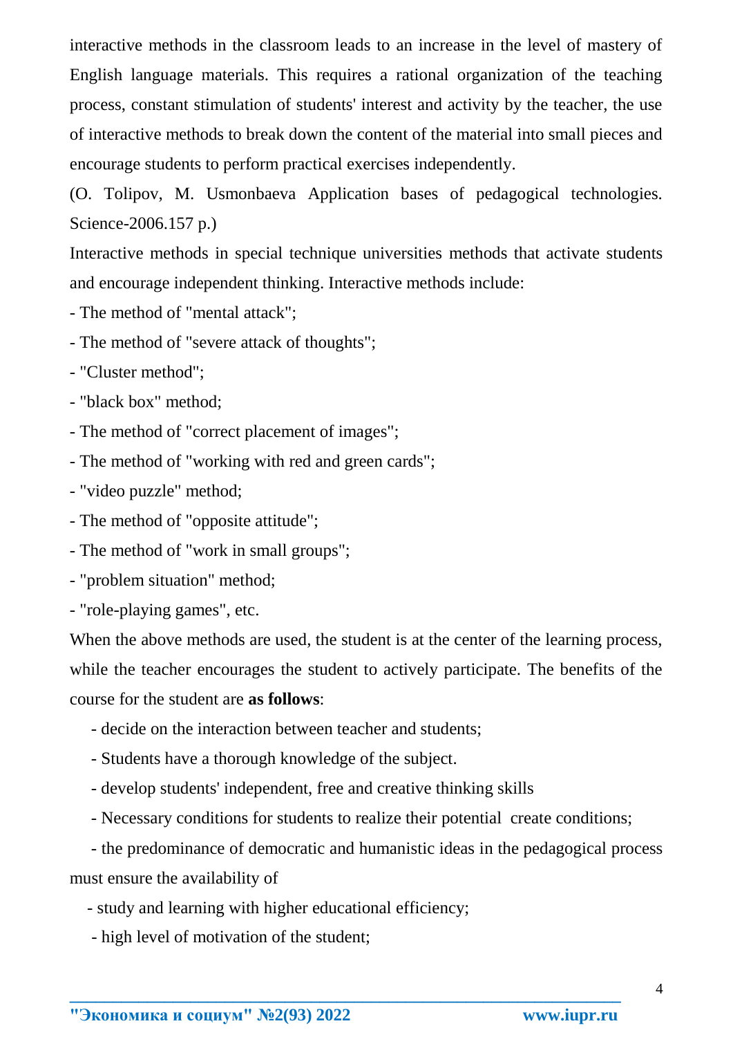interactive methods in the classroom leads to an increase in the level of mastery of English language materials. This requires a rational organization of the teaching process, constant stimulation of students' interest and activity by the teacher, the use of interactive methods to break down the content of the material into small pieces and encourage students to perform practical exercises independently.

(O. Tolipov, M. Usmonbaeva Application bases of pedagogical technologies. Science-2006.157 p.)

Interactive methods in special technique universities methods that activate students and encourage independent thinking. Interactive methods include:

- The method of "mental attack";
- The method of "severe attack of thoughts";
- "Cluster method";
- "black box" method;
- The method of "correct placement of images";
- The method of "working with red and green cards";
- "video puzzle" method;
- The method of "opposite attitude";
- The method of "work in small groups";
- "problem situation" method;
- "role-playing games", etc.

When the above methods are used, the student is at the center of the learning process, while the teacher encourages the student to actively participate. The benefits of the course for the student are **as follows**:

- decide on the interaction between teacher and students;
- Students have a thorough knowledge of the subject.
- develop students' independent, free and creative thinking skills
- Necessary conditions for students to realize their potential create conditions;
- the predominance of democratic and humanistic ideas in the pedagogical process must ensure the availability of
- study and learning with higher educational efficiency;
- high level of motivation of the student;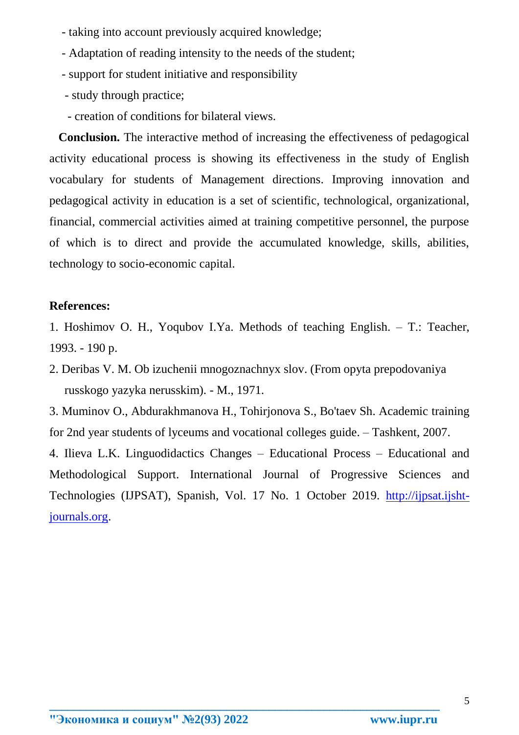- taking into account previously acquired knowledge;
- Adaptation of reading intensity to the needs of the student;
- support for student initiative and responsibility
- study through practice;
- creation of conditions for bilateral views.

**Conclusion.** The interactive method of increasing the effectiveness of pedagogical activity educational process is showing its effectiveness in the study of English vocabulary for students of Management directions. Improving innovation and pedagogical activity in education is a set of scientific, technological, organizational, financial, commercial activities aimed at training competitive personnel, the purpose of which is to direct and provide the accumulated knowledge, skills, abilities, technology to socio-economic capital.

**References:**

1. Hoshimov O. H., Yoqubov I.Ya. Methods of teaching English. – T.: Teacher, 1993. - 190 p.
2. Deribas V. M. Ob izuchenii mnogoznachnyx slov. (From opyta prepodovaniya russkogo yazyka nerusskim). - M., 1971.
3. Muminov O., Abdurakhmanova H., Tohirjonova S., Bo'taev Sh. Academic training for 2nd year students of lyceums and vocational colleges guide. – Tashkent, 2007.
4. Ilieva L.K. Linguodidactics Changes – Educational Process – Educational and Methodological Support. International Journal of Progressive Sciences and Technologies (IJPSAT), Spanish, Vol. 17 No. 1 October 2019. [http://ijpsat.ijsht-journals.org](http://ijpsat.ijsht-journals.org).